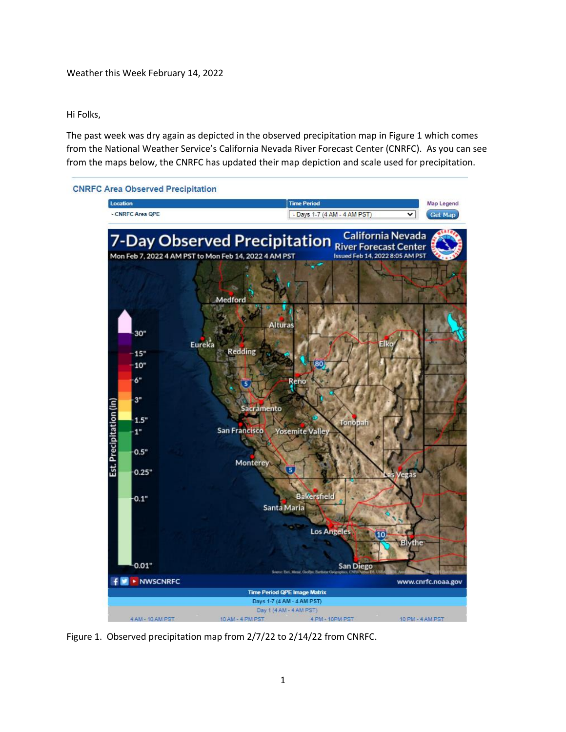Weather this Week February 14, 2022

Hi Folks,

The past week was dry again as depicted in the observed precipitation map in Figure 1 which comes from the National Weather Service's California Nevada River Forecast Center (CNRFC). As you can see from the maps below, the CNRFC has updated their map depiction and scale used for precipitation.

Figure 1. Observed precipitation map from 2/7/22 to 2/14/22 from CNRFC.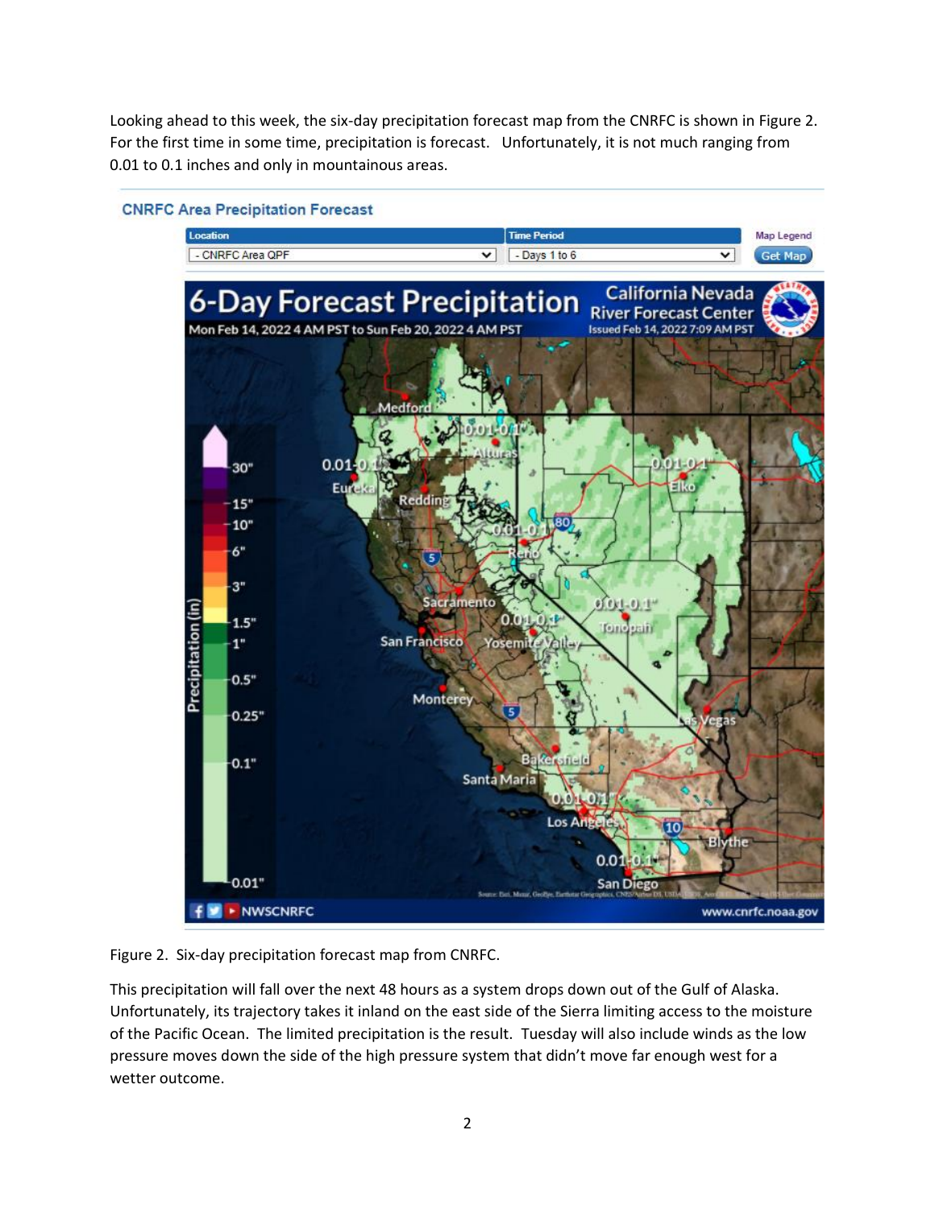Looking ahead to this week, the six-day precipitation forecast map from the CNRFC is shown in Figure 2. For the first time in some time, precipitation is forecast. Unfortunately, it is not much ranging from 0.01 to 0.1 inches and only in mountainous areas.

Figure 2. Six-day precipitation forecast map from CNRFC.

This precipitation will fall over the next 48 hours as a system drops down out of the Gulf of Alaska. Unfortunately, its trajectory takes it inland on the east side of the Sierra limiting access to the moisture of the Pacific Ocean. The limited precipitation is the result. Tuesday will also include winds as the low pressure moves down the side of the high pressure system that didn't move far enough west for a wetter outcome.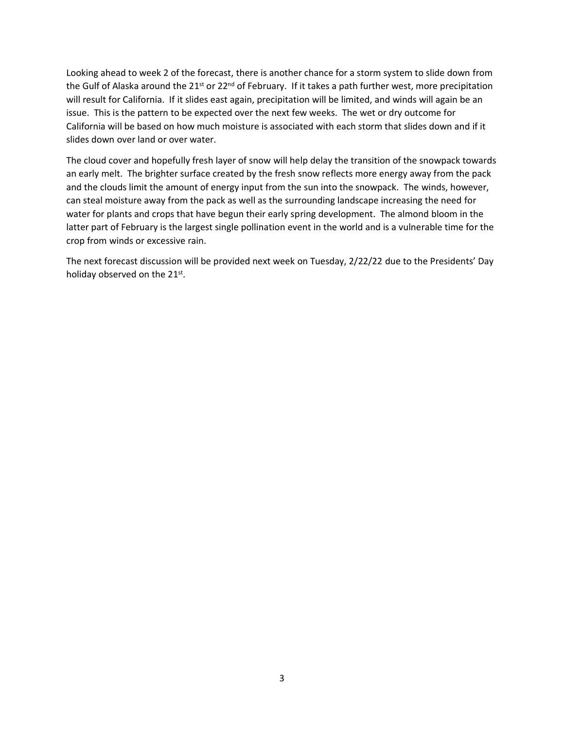Looking ahead to week 2 of the forecast, there is another chance for a storm system to slide down from the Gulf of Alaska around the 21st or 22nd of February. If it takes a path further west, more precipitation will result for California. If it slides east again, precipitation will be limited, and winds will again be an issue. This is the pattern to be expected over the next few weeks. The wet or dry outcome for California will be based on how much moisture is associated with each storm that slides down and if it slides down over land or over water.

The cloud cover and hopefully fresh layer of snow will help delay the transition of the snowpack towards an early melt. The brighter surface created by the fresh snow reflects more energy away from the pack and the clouds limit the amount of energy input from the sun into the snowpack. The winds, however, can steal moisture away from the pack as well as the surrounding landscape increasing the need for water for plants and crops that have begun their early spring development. The almond bloom in the latter part of February is the largest single pollination event in the world and is a vulnerable time for the crop from winds or excessive rain.

The next forecast discussion will be provided next week on Tuesday, 2/22/22 due to the Presidents' Day holiday observed on the 21st.